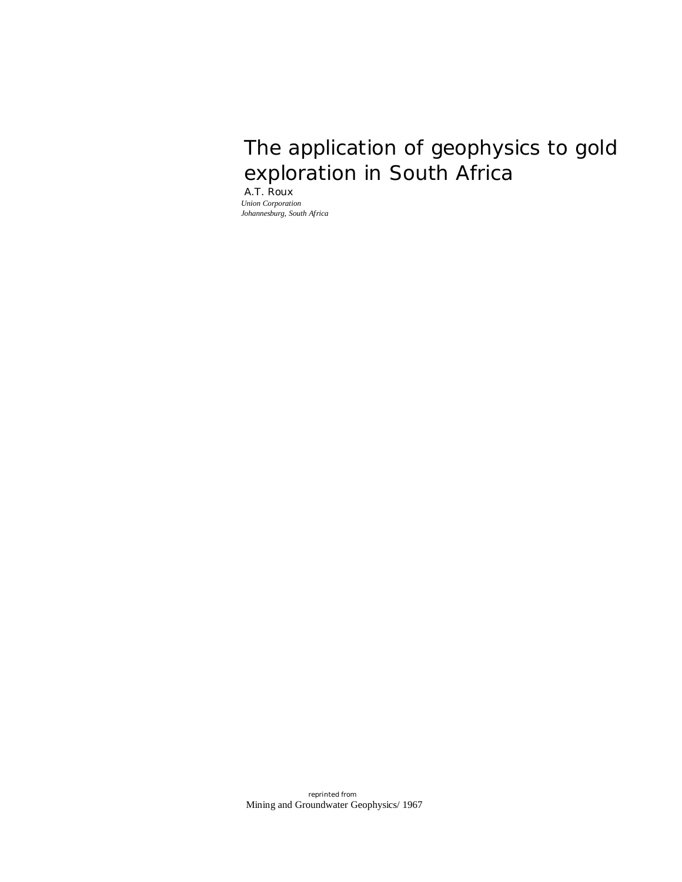# The application of geophysics to gold exploration in South Africa

A.T. Roux

*Union Corporation*
*Johannesburg, South Africa*

reprinted from
Mining and Groundwater Geophysics/ 1967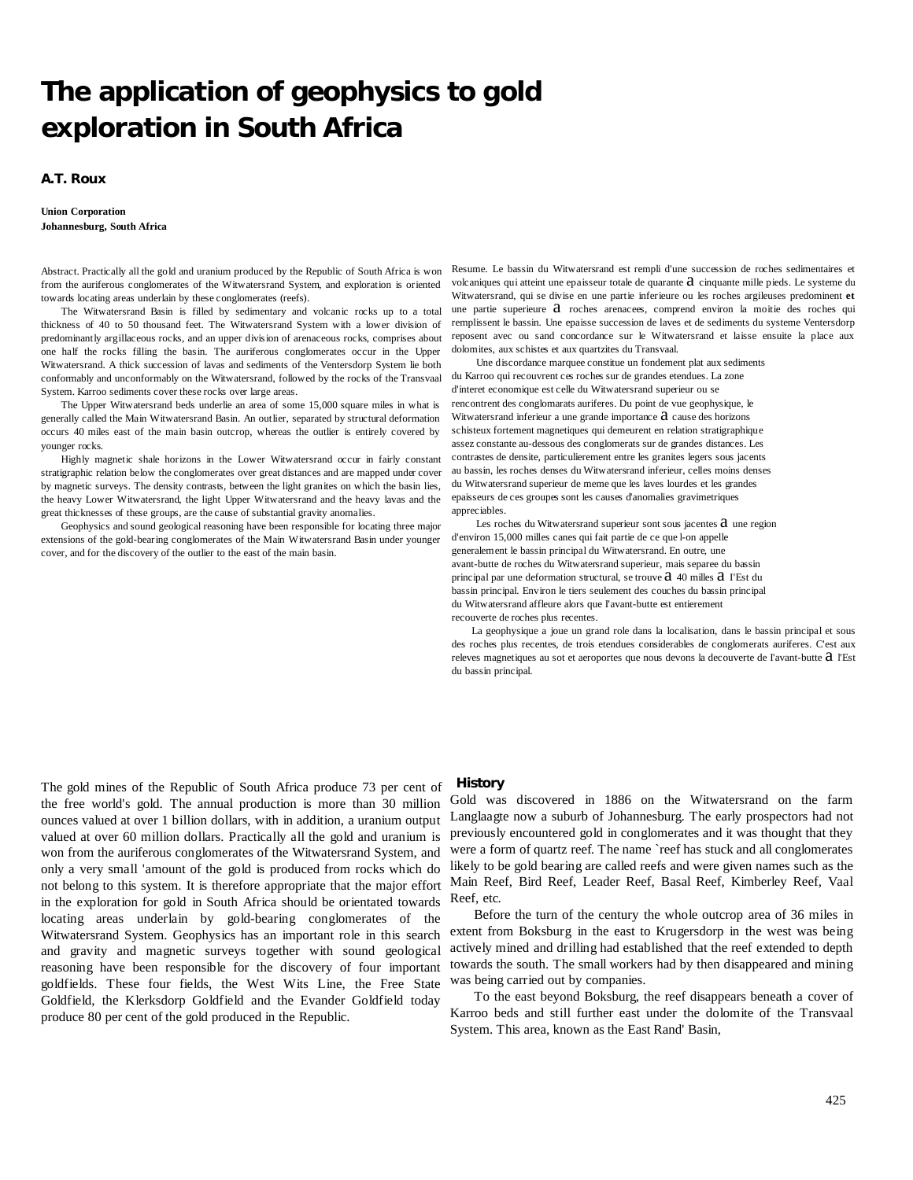# The application of geophysics to gold exploration in South Africa

**A.T. Roux**

**Union Corporation**
**Johannesburg, South Africa**

Abstract. Practically all the gold and uranium produced by the Republic of South Africa is won from the auriferous conglomerates of the Witwatersrand System, and exploration is oriented towards locating areas underlain by these conglomerates (reefs).

The Witwatersrand Basin is filled by sedimentary and volcanic rocks up to a total thickness of 40 to 50 thousand feet. The Witwatersrand System with a lower division of predominantly argillaceous rocks, and an upper division of arenaceous rocks, comprises about one half the rocks filling the basin. The auriferous conglomerates occur in the Upper Witwatersrand. A thick succession of lavas and sediments of the Ventersdorp System lie both conformably and unconformably on the Witwatersrand, followed by the rocks of the Transvaal System. Karroo sediments cover these rocks over large areas.

The Upper Witwatersrand beds underlie an area of some 15,000 square miles in what is generally called the Main Witwatersrand Basin. An outlier, separated by structural deformation occurs 40 miles east of the main basin outcrop, whereas the outlier is entirely covered by younger rocks.

Highly magnetic shale horizons in the Lower Witwatersrand occur in fairly constant stratigraphic relation below the conglomerates over great distances and are mapped under cover by magnetic surveys. The density contrasts, between the light granites on which the basin lies, the heavy Lower Witwatersrand, the light Upper Witwatersrand and the heavy lavas and the great thicknesses of these groups, are the cause of substantial gravity anomalies.

Geophysics and sound geological reasoning have been responsible for locating three major extensions of the gold-bearing conglomerates of the Main Witwatersrand Basin under younger cover, and for the discovery of the outlier to the east of the main basin.

Resume. Le bassin du Witwatersrand est rempli d'une succession de roches sedimentaires et volcaniques qui atteint une epaisseur totale de quarante a cinquante mille pieds. Le systeme du Witwatersrand, qui se divise en une partie inferieure ou les roches argileuses predominent **et** une partie superieure a roches arenacees, comprend environ la moitie des roches qui remplissent le bassin. Une epaisse succession de laves et de sediments du systeme Ventersdorp reposent avec ou sand concordance sur le Witwatersrand et laisse ensuite la place aux dolomites, aux schistes et aux quartzites du Transvaal.

Une discordance marquee constitue un fondement plat aux sediments du Karroo qui recouvrent ces roches sur de grandes etendues. La zone d'interet economique est celle du Witwatersrand superieur ou se rencontrent des conglomarats auriferes. Du point de vue geophysique, le Witwatersrand inferieur a une grande importance a cause des horizons schisteux fortement magnetiques qui demeurent en relation stratigraphique assez constante au-dessous des conglomerats sur de grandes distances. Les contrastes de densite, particulierement entre les granites legers sous jacents au bassin, les roches denses du Witwatersrand inferieur, celles moins denses du Witwatersrand superieur de meme que les laves lourdes et les grandes epaisseurs de ces groupes sont les causes d'anomalies gravimetriques appreciables.

Les roches du Witwatersrand superieur sont sous jacentes a une region d'environ 15,000 milles canes qui fait partie de ce que l-on appelle generalement le bassin principal du Witwatersrand. En outre, une avant-butte de roches du Witwatersrand superieur, mais separee du bassin principal par une deformation structural, se trouve a 40 milles a l'Est du bassin principal. Environ le tiers seulement des couches du bassin principal du Witwatersrand affleure alors que l'avant-butte est entierement recouverte de roches plus recentes.

La geophysique a joue un grand role dans la localisation, dans le bassin principal et sous des roches plus recentes, de trois etendues considerables de conglomerats auriferes. C'est aux releves magnetiques au sot et aeroportes que nous devons la decouverte de l'avant-butte a l'Est du bassin principal.

The gold mines of the Republic of South Africa produce 73 per cent of the free world's gold. The annual production is more than 30 million ounces valued at over 1 billion dollars, with in addition, a uranium output valued at over 60 million dollars. Practically all the gold and uranium is won from the auriferous conglomerates of the Witwatersrand System, and only a very small 'amount of the gold is produced from rocks which do not belong to this system. It is therefore appropriate that the major effort in the exploration for gold in South Africa should be orientated towards locating areas underlain by gold-bearing conglomerates of the Witwatersrand System. Geophysics has an important role in this search and gravity and magnetic surveys together with sound geological reasoning have been responsible for the discovery of four important goldfields. These four fields, the West Wits Line, the Free State Goldfield, the Klerksdorp Goldfield and the Evander Goldfield today produce 80 per cent of the gold produced in the Republic.

## History

Gold was discovered in 1886 on the Witwatersrand on the farm Langlaagte now a suburb of Johannesburg. The early prospectors had not previously encountered gold in conglomerates and it was thought that they were a form of quartz reef. The name `reef has stuck and all conglomerates likely to be gold bearing are called reefs and were given names such as the Main Reef, Bird Reef, Leader Reef, Basal Reef, Kimberley Reef, Vaal Reef, etc.

Before the turn of the century the whole outcrop area of 36 miles in extent from Boksburg in the east to Krugersdorp in the west was being actively mined and drilling had established that the reef extended to depth towards the south. The small workers had by then disappeared and mining was being carried out by companies.

To the east beyond Boksburg, the reef disappears beneath a cover of Karroo beds and still further east under the dolomite of the Transvaal System. This area, known as the East Rand' Basin,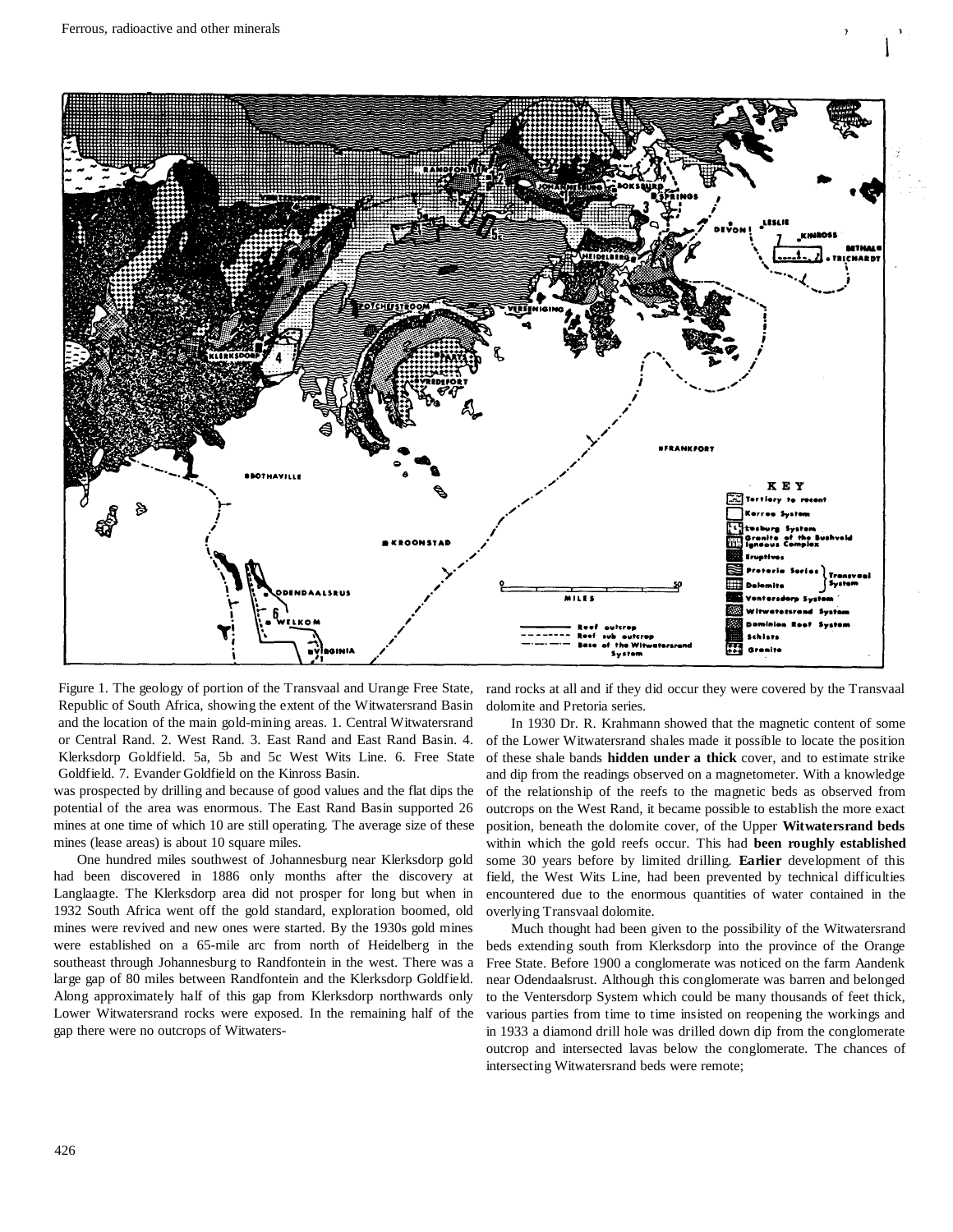Figure 1. The geology of portion of the Transvaal and Urange Free State, Republic of South Africa, showing the extent of the Witwatersrand Basin and the location of the main gold-mining areas. 1. Central Witwatersrand or Central Rand. 2. West Rand. 3. East Rand and East Rand Basin. 4. Klerksdorp Goldfield. 5a, 5b and 5c West Wits Line. 6. Free State Goldfield. 7. Evander Goldfield on the Kinross Basin.

was prospected by drilling and because of good values and the flat dips the potential of the area was enormous. The East Rand Basin supported 26 mines at one time of which 10 are still operating. The average size of these mines (lease areas) is about 10 square miles.

One hundred miles southwest of Johannesburg near Klerksdorp gold had been discovered in 1886 only months after the discovery at Langlaagte. The Klerksdorp area did not prosper for long but when in 1932 South Africa went off the gold standard, exploration boomed, old mines were revived and new ones were started. By the 1930s gold mines were established on a 65-mile arc from north of Heidelberg in the southeast through Johannesburg to Randfontein in the west. There was a large gap of 80 miles between Randfontein and the Klerksdorp Goldfield. Along approximately half of this gap from Klerksdorp northwards only Lower Witwatersrand rocks were exposed. In the remaining half of the gap there were no outcrops of Witwatersrand rocks at all and if they did occur they were covered by the Transvaal dolomite and Pretoria series.

In 1930 Dr. R. Krahmann showed that the magnetic content of some of the Lower Witwatersrand shales made it possible to locate the position of these shale bands **hidden under a thick** cover, and to estimate strike and dip from the readings observed on a magnetometer. With a knowledge of the relationship of the reefs to the magnetic beds as observed from outcrops on the West Rand, it became possible to establish the more exact position, beneath the dolomite cover, of the Upper **Witwatersrand beds** within which the gold reefs occur. This had **been roughly established** some 30 years before by limited drilling. **Earlier** development of this field, the West Wits Line, had been prevented by technical difficulties encountered due to the enormous quantities of water contained in the overlying Transvaal dolomite.

Much thought had been given to the possibility of the Witwatersrand beds extending south from Klerksdorp into the province of the Orange Free State. Before 1900 a conglomerate was noticed on the farm Aandenk near Odendaalsrust. Although this conglomerate was barren and belonged to the Ventersdorp System which could be many thousands of feet thick, various parties from time to time insisted on reopening the workings and in 1933 a diamond drill hole was drilled down dip from the conglomerate outcrop and intersected lavas below the conglomerate. The chances of intersecting Witwatersrand beds were remote;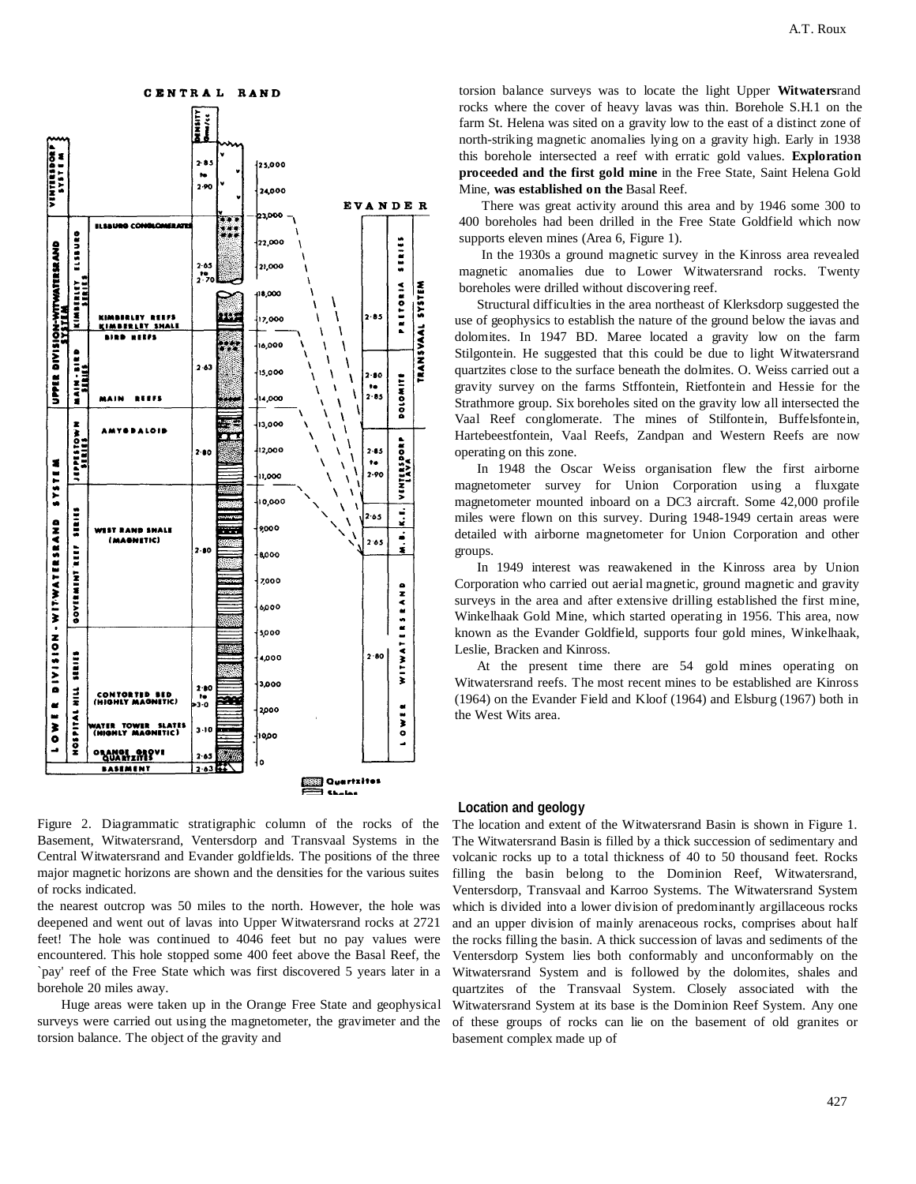Figure 2. Diagrammatic stratigraphic column of the rocks of the Basement, Witwatersrand, Ventersdorp and Transvaal Systems in the Central Witwatersrand and Evander goldfields. The positions of the three major magnetic horizons are shown and the densities for the various suites of rocks indicated.

the nearest outcrop was 50 miles to the north. However, the hole was deepened and went out of lavas into Upper Witwatersrand rocks at 2721 feet! The hole was continued to 4046 feet but no pay values were encountered. This hole stopped some 400 feet above the Basal Reef, the `pay' reef of the Free State which was first discovered 5 years later in a borehole 20 miles away.

Huge areas were taken up in the Orange Free State and geophysical surveys were carried out using the magnetometer, the gravimeter and the torsion balance. The object of the gravity and torsion balance surveys was to locate the light Upper **Witwaters**rand rocks where the cover of heavy lavas was thin. Borehole S.H.1 on the farm St. Helena was sited on a gravity low to the east of a distinct zone of north-striking magnetic anomalies lying on a gravity high. Early in 1938 this borehole intersected a reef with erratic gold values. **Exploration proceeded and the first gold mine** in the Free State, Saint Helena Gold Mine, **was established on the** Basal Reef.

There was great activity around this area and by 1946 some 300 to 400 boreholes had been drilled in the Free State Goldfield which now supports eleven mines (Area 6, Figure 1).

In the 1930s a ground magnetic survey in the Kinross area revealed magnetic anomalies due to Lower Witwatersrand rocks. Twenty boreholes were drilled without discovering reef.

Structural difficulties in the area northeast of Klerksdorp suggested the use of geophysics to establish the nature of the ground below the iavas and dolomites. In 1947 BD. Maree located a gravity low on the farm Stilgontein. He suggested that this could be due to light Witwatersrand quartzites close to the surface beneath the dolmites. O. Weiss carried out a gravity survey on the farms Stffontein, Rietfontein and Hessie for the Strathmore group. Six boreholes sited on the gravity low all intersected the Vaal Reef conglomerate. The mines of Stilfontein, Buffelsfontein, Hartebeestfontein, Vaal Reefs, Zandpan and Western Reefs are now operating on this zone.

In 1948 the Oscar Weiss organisation flew the first airborne magnetometer survey for Union Corporation using a fluxgate magnetometer mounted inboard on a DC3 aircraft. Some 42,000 profile miles were flown on this survey. During 1948-1949 certain areas were detailed with airborne magnetometer for Union Corporation and other groups.

In 1949 interest was reawakened in the Kinross area by Union Corporation who carried out aerial magnetic, ground magnetic and gravity surveys in the area and after extensive drilling established the first mine, Winkelhaak Gold Mine, which started operating in 1956. This area, now known as the Evander Goldfield, supports four gold mines, Winkelhaak, Leslie, Bracken and Kinross.

At the present time there are 54 gold mines operating on Witwatersrand reefs. The most recent mines to be established are Kinross (1964) on the Evander Field and Kloof (1964) and Elsburg (1967) both in the West Wits area.

## Location and geology

The location and extent of the Witwatersrand Basin is shown in Figure 1. The Witwatersrand Basin is filled by a thick succession of sedimentary and volcanic rocks up to a total thickness of 40 to 50 thousand feet. Rocks filling the basin belong to the Dominion Reef, Witwatersrand, Ventersdorp, Transvaal and Karroo Systems. The Witwatersrand System which is divided into a lower division of predominantly argillaceous rocks and an upper division of mainly arenaceous rocks, comprises about half the rocks filling the basin. A thick succession of lavas and sediments of the Ventersdorp System lies both conformably and unconformably on the Witwatersrand System and is followed by the dolomites, shales and quartzites of the Transvaal System. Closely associated with the Witwatersrand System at its base is the Dominion Reef System. Any one of these groups of rocks can lie on the basement of old granites or basement complex made up of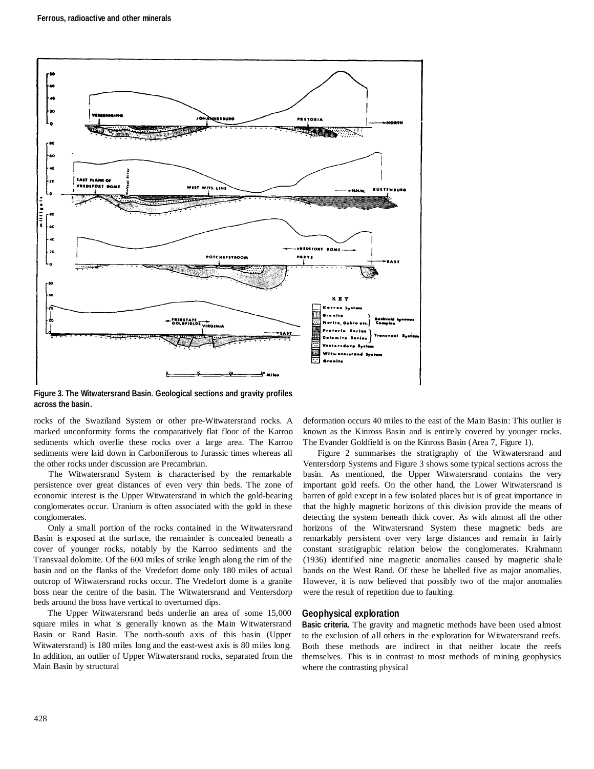**Figure 3. The Witwatersrand Basin. Geological sections and gravity profiles across the basin.**

rocks of the Swaziland System or other pre-Witwatersrand rocks. A marked unconformity forms the comparatively flat floor of the Karroo sediments which overlie these rocks over a large area. The Karroo sediments were laid down in Carboniferous to Jurassic times whereas all the other rocks under discussion are Precambrian.

The Witwatersrand System is characterised by the remarkable persistence over great distances of even very thin beds. The zone of economic interest is the Upper Witwatersrand in which the gold-bearing conglomerates occur. Uranium is often associated with the gold in these conglomerates.

Only a small portion of the rocks contained in the Witwatersrand Basin is exposed at the surface, the remainder is concealed beneath a cover of younger rocks, notably by the Karroo sediments and the Transvaal dolomite. Of the 600 miles of strike length along the rim of the basin and on the flanks of the Vredefort dome only 180 miles of actual outcrop of Witwatersrand rocks occur. The Vredefort dome is a granite boss near the centre of the basin. The Witwatersrand and Ventersdorp beds around the boss have vertical to overturned dips.

The Upper Witwatersrand beds underlie an area of some 15,000 square miles in what is generally known as the Main Witwatersrand Basin or Rand Basin. The north-south axis of this basin (Upper Witwatersrand) is 180 miles long and the east-west axis is 80 miles long. In addition, an outlier of Upper Witwatersrand rocks, separated from the Main Basin by structural deformation occurs 40 miles to the east of the Main Basin: This outlier is known as the Kinross Basin and is entirely covered by younger rocks. The Evander Goldfield is on the Kinross Basin (Area 7, Figure 1).

Figure 2 summarises the stratigraphy of the Witwatersrand and Ventersdorp Systems and Figure 3 shows some typical sections across the basin. As mentioned, the Upper Witwatersrand contains the very important gold reefs. On the other hand, the Lower Witwatersrand is barren of gold except in a few isolated places but is of great importance in that the highly magnetic horizons of this division provide the means of detecting the system beneath thick cover. As with almost all the other horizons of the Witwatersrand System these magnetic beds are remarkably persistent over very large distances and remain in fairly constant stratigraphic relation below the conglomerates. Krahmann (1936) identified nine magnetic anomalies caused by magnetic shale bands on the West Rand. Of these he labelled five as major anomalies. However, it is now believed that possibly two of the major anomalies were the result of repetition due to faulting.

## Geophysical exploration

**Basic criteria.** The gravity and magnetic methods have been used almost to the exclusion of all others in the exploration for Witwatersrand reefs. Both these methods are indirect in that neither locate the reefs themselves. This is in contrast to most methods of mining geophysics where the contrasting physical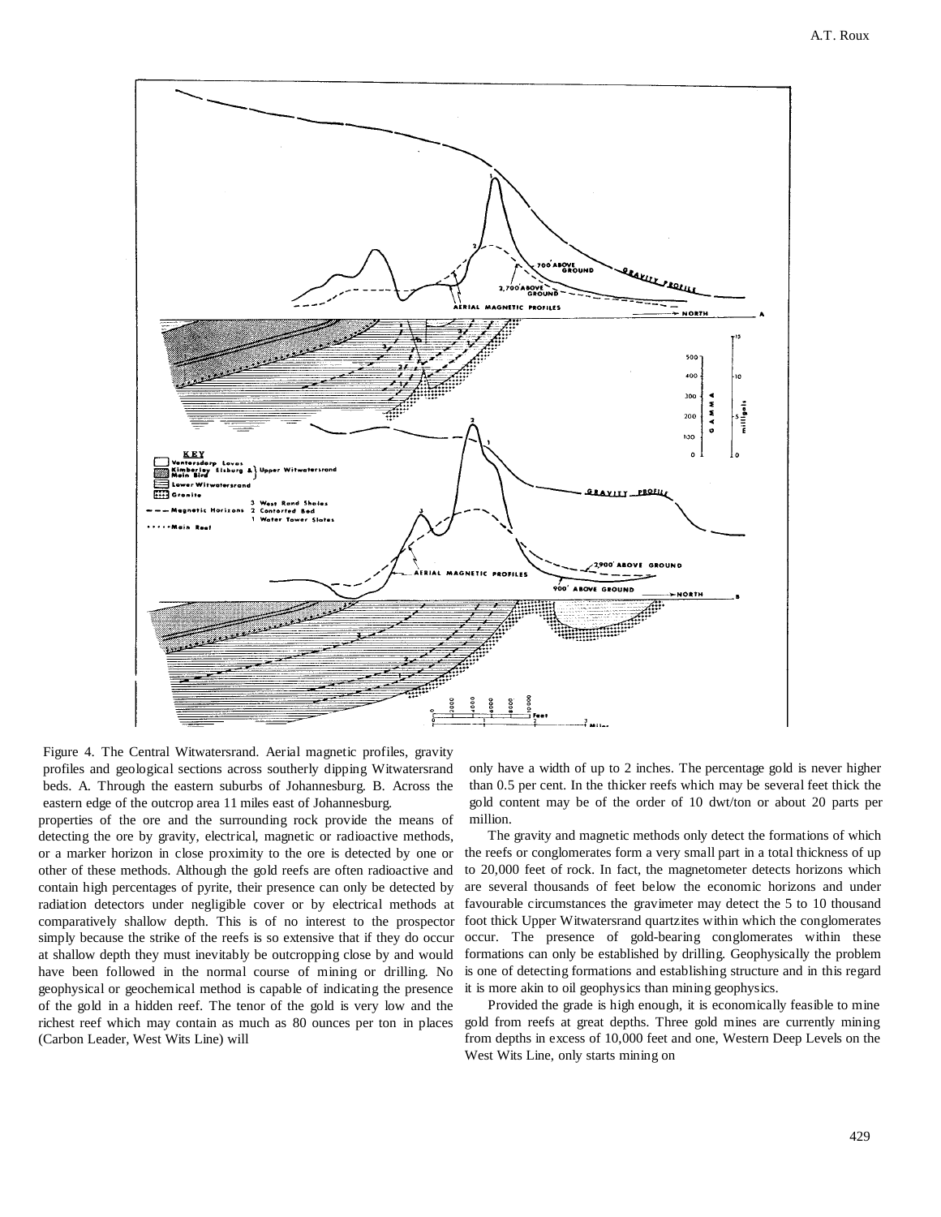Figure 4. The Central Witwatersrand. Aerial magnetic profiles, gravity profiles and geological sections across southerly dipping Witwatersrand beds. A. Through the eastern suburbs of Johannesburg. B. Across the eastern edge of the outcrop area 11 miles east of Johannesburg.

properties of the ore and the surrounding rock provide the means of detecting the ore by gravity, electrical, magnetic or radioactive methods, or a marker horizon in close proximity to the ore is detected by one or other of these methods. Although the gold reefs are often radioactive and contain high percentages of pyrite, their presence can only be detected by radiation detectors under negligible cover or by electrical methods at comparatively shallow depth. This is of no interest to the prospector simply because the strike of the reefs is so extensive that if they do occur at shallow depth they must inevitably be outcropping close by and would have been followed in the normal course of mining or drilling. No geophysical or geochemical method is capable of indicating the presence of the gold in a hidden reef. The tenor of the gold is very low and the richest reef which may contain as much as 80 ounces per ton in places (Carbon Leader, West Wits Line) will only have a width of up to 2 inches. The percentage gold is never higher than 0.5 per cent. In the thicker reefs which may be several feet thick the gold content may be of the order of 10 dwt/ton or about 20 parts per million.

The gravity and magnetic methods only detect the formations of which the reefs or conglomerates form a very small part in a total thickness of up to 20,000 feet of rock. In fact, the magnetometer detects horizons which are several thousands of feet below the economic horizons and under favourable circumstances the gravimeter may detect the 5 to 10 thousand foot thick Upper Witwatersrand quartzites within which the conglomerates occur. The presence of gold-bearing conglomerates within these formations can only be established by drilling. Geophysically the problem is one of detecting formations and establishing structure and in this regard it is more akin to oil geophysics than mining geophysics.

Provided the grade is high enough, it is economically feasible to mine gold from reefs at great depths. Three gold mines are currently mining from depths in excess of 10,000 feet and one, Western Deep Levels on the West Wits Line, only starts mining on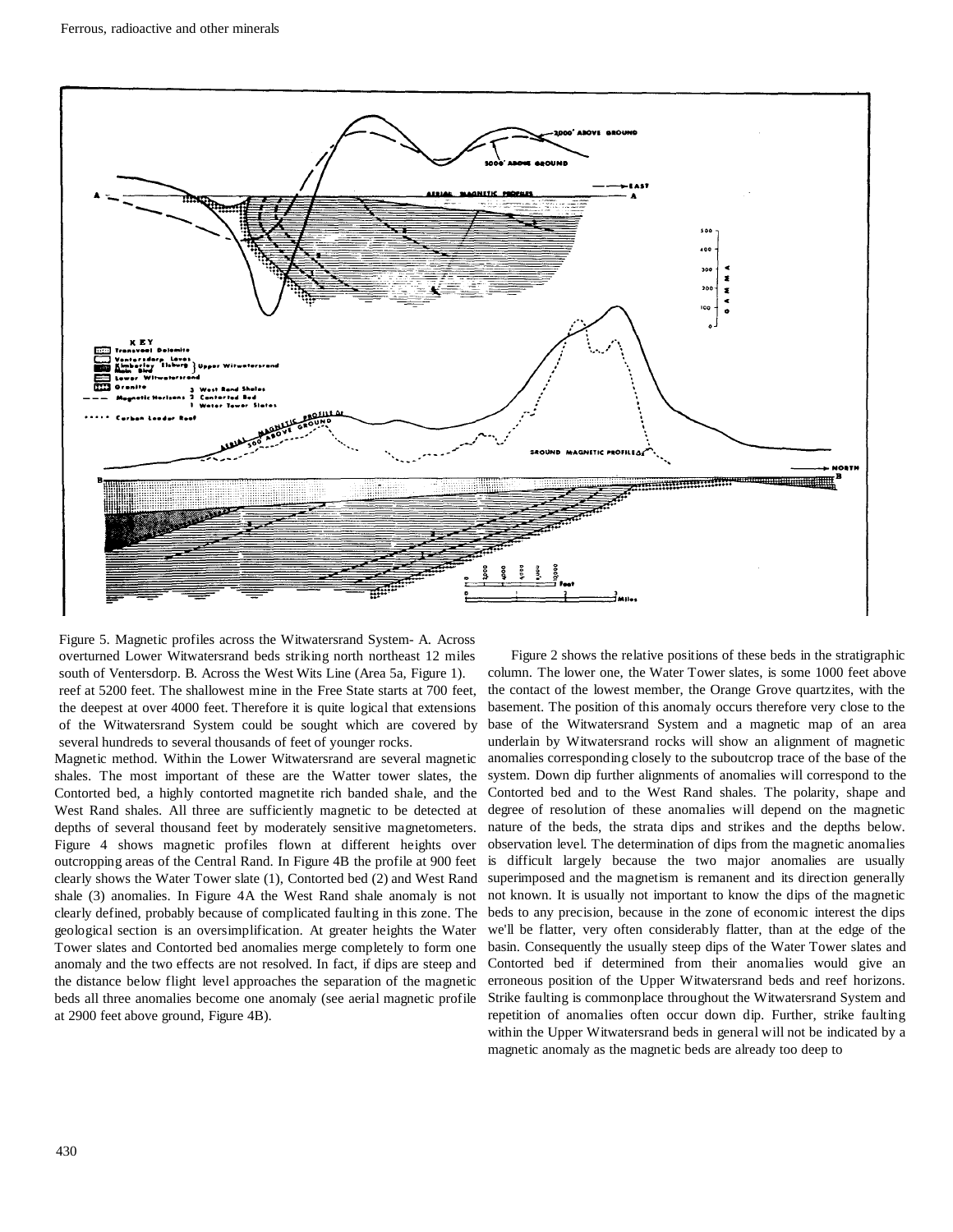Figure 5. Magnetic profiles across the Witwatersrand System- A. Across overturned Lower Witwatersrand beds striking north northeast 12 miles south of Ventersdorp. B. Across the West Wits Line (Area 5a, Figure 1).

reef at 5200 feet. The shallowest mine in the Free State starts at 700 feet, the deepest at over 4000 feet. Therefore it is quite logical that extensions of the Witwatersrand System could be sought which are covered by several hundreds to several thousands of feet of younger rocks.

Magnetic method. Within the Lower Witwatersrand are several magnetic shales. The most important of these are the Watter tower slates, the Contorted bed, a highly contorted magnetite rich banded shale, and the West Rand shales. All three are sufficiently magnetic to be detected at depths of several thousand feet by moderately sensitive magnetometers. Figure 4 shows magnetic profiles flown at different heights over outcropping areas of the Central Rand. In Figure 4B the profile at 900 feet clearly shows the Water Tower slate (1), Contorted bed (2) and West Rand shale (3) anomalies. In Figure 4A the West Rand shale anomaly is not clearly defined, probably because of complicated faulting in this zone. The geological section is an oversimplification. At greater heights the Water Tower slates and Contorted bed anomalies merge completely to form one anomaly and the two effects are not resolved. In fact, if dips are steep and the distance below flight level approaches the separation of the magnetic beds all three anomalies become one anomaly (see aerial magnetic profile at 2900 feet above ground, Figure 4B).

Figure 2 shows the relative positions of these beds in the stratigraphic column. The lower one, the Water Tower slates, is some 1000 feet above the contact of the lowest member, the Orange Grove quartzites, with the basement. The position of this anomaly occurs therefore very close to the base of the Witwatersrand System and a magnetic map of an area underlain by Witwatersrand rocks will show an alignment of magnetic anomalies corresponding closely to the suboutcrop trace of the base of the system. Down dip further alignments of anomalies will correspond to the Contorted bed and to the West Rand shales. The polarity, shape and degree of resolution of these anomalies will depend on the magnetic nature of the beds, the strata dips and strikes and the depths below. observation level. The determination of dips from the magnetic anomalies is difficult largely because the two major anomalies are usually superimposed and the magnetism is remanent and its direction generally not known. It is usually not important to know the dips of the magnetic beds to any precision, because in the zone of economic interest the dips we'll be flatter, very often considerably flatter, than at the edge of the basin. Consequently the usually steep dips of the Water Tower slates and Contorted bed if determined from their anomalies would give an erroneous position of the Upper Witwatersrand beds and reef horizons. Strike faulting is commonplace throughout the Witwatersrand System and repetition of anomalies often occur down dip. Further, strike faulting within the Upper Witwatersrand beds in general will not be indicated by a magnetic anomaly as the magnetic beds are already too deep to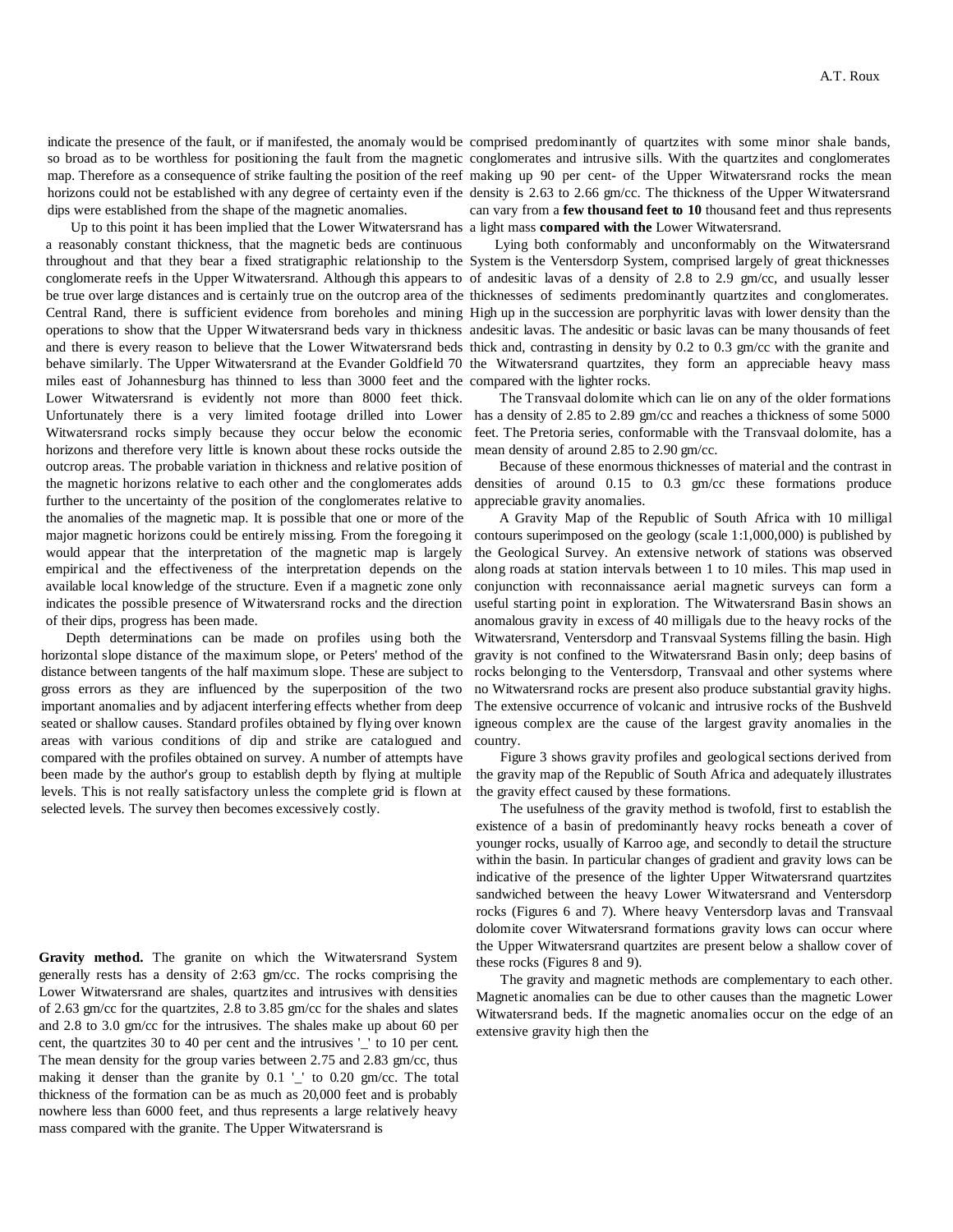indicate the presence of the fault, or if manifested, the anomaly would be so broad as to be worthless for positioning the fault from the magnetic map. Therefore as a consequence of strike faulting the position of the reef horizons could not be established with any degree of certainty even if the dips were established from the shape of the magnetic anomalies.

Up to this point it has been implied that the Lower Witwatersrand has a reasonably constant thickness, that the magnetic beds are continuous throughout and that they bear a fixed stratigraphic relationship to the conglomerate reefs in the Upper Witwatersrand. Although this appears to be true over large distances and is certainly true on the outcrop area of the Central Rand, there is sufficient evidence from boreholes and mining operations to show that the Upper Witwatersrand beds vary in thickness and there is every reason to believe that the Lower Witwatersrand beds behave similarly. The Upper Witwatersrand at the Evander Goldfield 70 miles east of Johannesburg has thinned to less than 3000 feet and the Lower Witwatersrand is evidently not more than 8000 feet thick. Unfortunately there is a very limited footage drilled into Lower Witwatersrand rocks simply because they occur below the economic horizons and therefore very little is known about these rocks outside the outcrop areas. The probable variation in thickness and relative position of the magnetic horizons relative to each other and the conglomerates adds further to the uncertainty of the position of the conglomerates relative to the anomalies of the magnetic map. It is possible that one or more of the major magnetic horizons could be entirely missing. From the foregoing it would appear that the interpretation of the magnetic map is largely empirical and the effectiveness of the interpretation depends on the available local knowledge of the structure. Even if a magnetic zone only indicates the possible presence of Witwatersrand rocks and the direction of their dips, progress has been made.

Depth determinations can be made on profiles using both the horizontal slope distance of the maximum slope, or Peters' method of the distance between tangents of the half maximum slope. These are subject to gross errors as they are influenced by the superposition of the two important anomalies and by adjacent interfering effects whether from deep seated or shallow causes. Standard profiles obtained by flying over known areas with various conditions of dip and strike are catalogued and compared with the profiles obtained on survey. A number of attempts have been made by the author's group to establish depth by flying at multiple levels. This is not really satisfactory unless the complete grid is flown at selected levels. The survey then becomes excessively costly.

**Gravity method.** The granite on which the Witwatersrand System generally rests has a density of 2:63 gm/cc. The rocks comprising the Lower Witwatersrand are shales, quartzites and intrusives with densities of 2.63 gm/cc for the quartzites, 2.8 to 3.85 gm/cc for the shales and slates and 2.8 to 3.0 gm/cc for the intrusives. The shales make up about 60 per cent, the quartzites 30 to 40 per cent and the intrusives '_' to 10 per cent. The mean density for the group varies between 2.75 and 2.83 gm/cc, thus making it denser than the granite by 0.1 '_' to 0.20 gm/cc. The total thickness of the formation can be as much as 20,000 feet and is probably nowhere less than 6000 feet, and thus represents a large relatively heavy mass compared with the granite. The Upper Witwatersrand is comprised predominantly of quartzites with some minor shale bands, conglomerates and intrusive sills. With the quartzites and conglomerates making up 90 per cent- of the Upper Witwatersrand rocks the mean density is 2.63 to 2.66 gm/cc. The thickness of the Upper Witwatersrand can vary from a **few thousand feet to 10** thousand feet and thus represents a light mass **compared with the** Lower Witwatersrand.

Lying both conformably and unconformably on the Witwatersrand System is the Ventersdorp System, comprised largely of great thicknesses of andesitic lavas of a density of 2.8 to 2.9 gm/cc, and usually lesser thicknesses of sediments predominantly quartzites and conglomerates. High up in the succession are porphyritic lavas with lower density than the andesitic lavas. The andesitic or basic lavas can be many thousands of feet thick and, contrasting in density by 0.2 to 0.3 gm/cc with the granite and the Witwatersrand quartzites, they form an appreciable heavy mass compared with the lighter rocks.

The Transvaal dolomite which can lie on any of the older formations has a density of 2.85 to 2.89 gm/cc and reaches a thickness of some 5000 feet. The Pretoria series, conformable with the Transvaal dolomite, has a mean density of around 2.85 to 2.90 gm/cc.

Because of these enormous thicknesses of material and the contrast in densities of around 0.15 to 0.3 gm/cc these formations produce appreciable gravity anomalies.

A Gravity Map of the Republic of South Africa with 10 milligal contours superimposed on the geology (scale 1:1,000,000) is published by the Geological Survey. An extensive network of stations was observed along roads at station intervals between 1 to 10 miles. This map used in conjunction with reconnaissance aerial magnetic surveys can form a useful starting point in exploration. The Witwatersrand Basin shows an anomalous gravity in excess of 40 milligals due to the heavy rocks of the Witwatersrand, Ventersdorp and Transvaal Systems filling the basin. High gravity is not confined to the Witwatersrand Basin only; deep basins of rocks belonging to the Ventersdorp, Transvaal and other systems where no Witwatersrand rocks are present also produce substantial gravity highs. The extensive occurrence of volcanic and intrusive rocks of the Bushveld igneous complex are the cause of the largest gravity anomalies in the country.

Figure 3 shows gravity profiles and geological sections derived from the gravity map of the Republic of South Africa and adequately illustrates the gravity effect caused by these formations.

The usefulness of the gravity method is twofold, first to establish the existence of a basin of predominantly heavy rocks beneath a cover of younger rocks, usually of Karroo age, and secondly to detail the structure within the basin. In particular changes of gradient and gravity lows can be indicative of the presence of the lighter Upper Witwatersrand quartzites sandwiched between the heavy Lower Witwatersrand and Ventersdorp rocks (Figures 6 and 7). Where heavy Ventersdorp lavas and Transvaal dolomite cover Witwatersrand formations gravity lows can occur where the Upper Witwatersrand quartzites are present below a shallow cover of these rocks (Figures 8 and 9).

The gravity and magnetic methods are complementary to each other. Magnetic anomalies can be due to other causes than the magnetic Lower Witwatersrand beds. If the magnetic anomalies occur on the edge of an extensive gravity high then the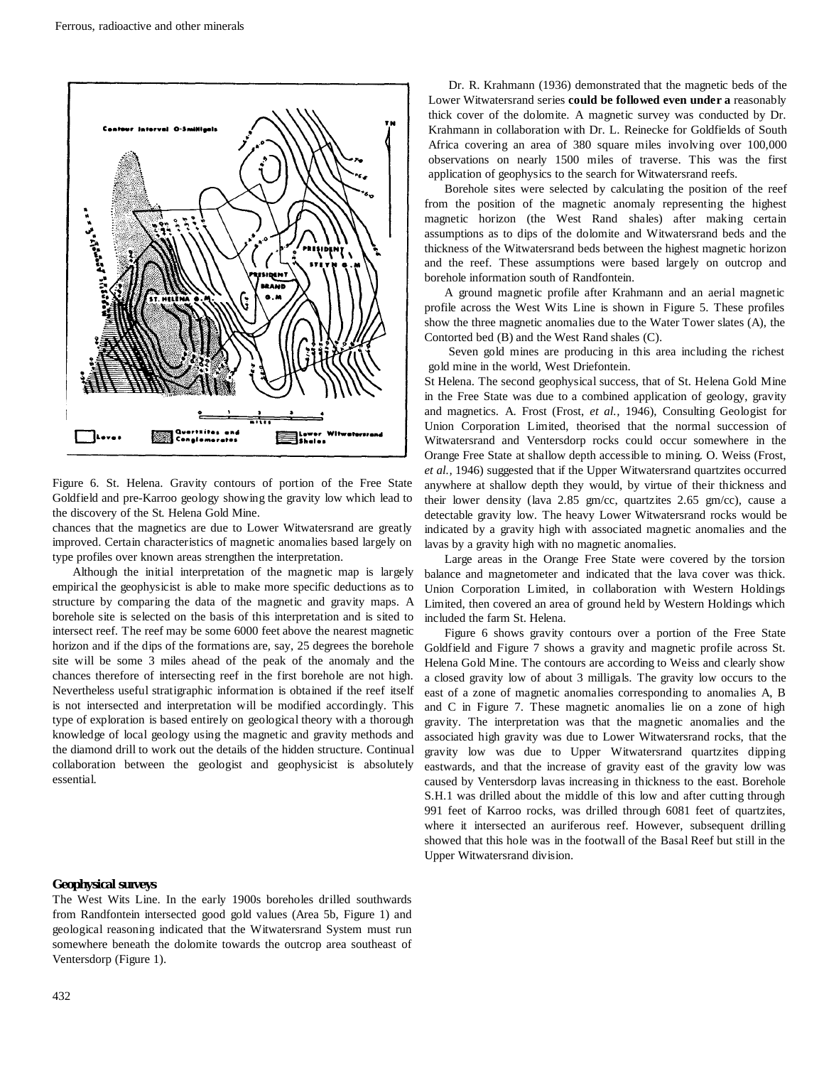Figure 6. St. Helena. Gravity contours of portion of the Free State Goldfield and pre-Karroo geology showing the gravity low which lead to the discovery of the St. Helena Gold Mine.

chances that the magnetics are due to Lower Witwatersrand are greatly improved. Certain characteristics of magnetic anomalies based largely on type profiles over known areas strengthen the interpretation.

Although the initial interpretation of the magnetic map is largely empirical the geophysicist is able to make more specific deductions as to structure by comparing the data of the magnetic and gravity maps. A borehole site is selected on the basis of this interpretation and is sited to intersect reef. The reef may be some 6000 feet above the nearest magnetic horizon and if the dips of the formations are, say, 25 degrees the borehole site will be some 3 miles ahead of the peak of the anomaly and the chances therefore of intersecting reef in the first borehole are not high. Nevertheless useful stratigraphic information is obtained if the reef itself is not intersected and interpretation will be modified accordingly. This type of exploration is based entirely on geological theory with a thorough knowledge of local geology using the magnetic and gravity methods and the diamond drill to work out the details of the hidden structure. Continual collaboration between the geologist and geophysicist is absolutely essential.

## Geophysical surveys

The West Wits Line. In the early 1900s boreholes drilled southwards from Randfontein intersected good gold values (Area 5b, Figure 1) and geological reasoning indicated that the Witwatersrand System must run somewhere beneath the dolomite towards the outcrop area southeast of Ventersdorp (Figure 1).

Dr. R. Krahmann (1936) demonstrated that the magnetic beds of the Lower Witwatersrand series **could be followed even under a** reasonably thick cover of the dolomite. A magnetic survey was conducted by Dr. Krahmann in collaboration with Dr. L. Reinecke for Goldfields of South Africa covering an area of 380 square miles involving over 100,000 observations on nearly 1500 miles of traverse. This was the first application of geophysics to the search for Witwatersrand reefs.

Borehole sites were selected by calculating the position of the reef from the position of the magnetic anomaly representing the highest magnetic horizon (the West Rand shales) after making certain assumptions as to dips of the dolomite and Witwatersrand beds and the thickness of the Witwatersrand beds between the highest magnetic horizon and the reef. These assumptions were based largely on outcrop and borehole information south of Randfontein.

A ground magnetic profile after Krahmann and an aerial magnetic profile across the West Wits Line is shown in Figure 5. These profiles show the three magnetic anomalies due to the Water Tower slates (A), the Contorted bed (B) and the West Rand shales (C).

Seven gold mines are producing in this area including the richest gold mine in the world, West Driefontein.

St Helena. The second geophysical success, that of St. Helena Gold Mine in the Free State was due to a combined application of geology, gravity and magnetics. A. Frost (Frost, *et al.*, 1946), Consulting Geologist for Union Corporation Limited, theorised that the normal succession of Witwatersrand and Ventersdorp rocks could occur somewhere in the Orange Free State at shallow depth accessible to mining. O. Weiss (Frost, *et al.*, 1946) suggested that if the Upper Witwatersrand quartzites occurred anywhere at shallow depth they would, by virtue of their thickness and their lower density (lava 2.85 gm/cc, quartzites 2.65 gm/cc), cause a detectable gravity low. The heavy Lower Witwatersrand rocks would be indicated by a gravity high with associated magnetic anomalies and the lavas by a gravity high with no magnetic anomalies.

Large areas in the Orange Free State were covered by the torsion balance and magnetometer and indicated that the lava cover was thick. Union Corporation Limited, in collaboration with Western Holdings Limited, then covered an area of ground held by Western Holdings which included the farm St. Helena.

Figure 6 shows gravity contours over a portion of the Free State Goldfield and Figure 7 shows a gravity and magnetic profile across St. Helena Gold Mine. The contours are according to Weiss and clearly show a closed gravity low of about 3 milligals. The gravity low occurs to the east of a zone of magnetic anomalies corresponding to anomalies A, B and C in Figure 7. These magnetic anomalies lie on a zone of high gravity. The interpretation was that the magnetic anomalies and the associated high gravity was due to Lower Witwatersrand rocks, that the gravity low was due to Upper Witwatersrand quartzites dipping eastwards, and that the increase of gravity east of the gravity low was caused by Ventersdorp lavas increasing in thickness to the east. Borehole S.H.1 was drilled about the middle of this low and after cutting through 991 feet of Karroo rocks, was drilled through 6081 feet of quartzites, where it intersected an auriferous reef. However, subsequent drilling showed that this hole was in the footwall of the Basal Reef but still in the Upper Witwatersrand division.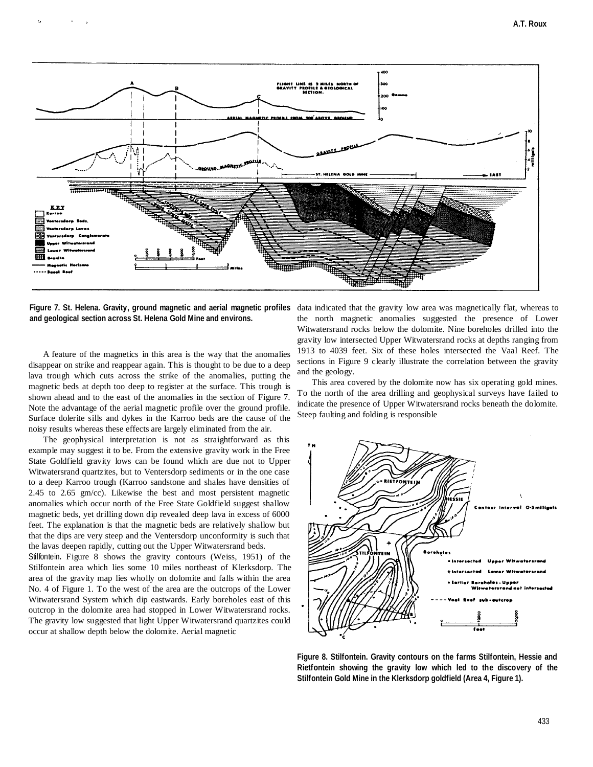Figure 7. St. Helena. Gravity, ground magnetic and aerial magnetic profiles and geological section across St. Helena Gold Mine and environs.

A feature of the magnetics in this area is the way that the anomalies disappear on strike and reappear again. This is thought to be due to a deep lava trough which cuts across the strike of the anomalies, putting the magnetic beds at depth too deep to register at the surface. This trough is shown ahead and to the east of the anomalies in the section of Figure 7. Note the advantage of the aerial magnetic profile over the ground profile. Surface dolerite sills and dykes in the Karroo beds are the cause of the noisy results whereas these effects are largely eliminated from the air.

The geophysical interpretation is not as straightforward as this example may suggest it to be. From the extensive gravity work in the Free State Goldfield gravity lows can be found which are due not to Upper Witwatersrand quartzites, but to Ventersdorp sediments or in the one case to a deep Karroo trough (Karroo sandstone and shales have densities of 2.45 to 2.65 gm/cc). Likewise the best and most persistent magnetic anomalies which occur north of the Free State Goldfield suggest shallow magnetic beds, yet drilling down dip revealed deep lava in excess of 6000 feet. The explanation is that the magnetic beds are relatively shallow but that the dips are very steep and the Ventersdorp unconformity is such that the lavas deepen rapidly, cutting out the Upper Witwatersrand beds.

Stilfontein. Figure 8 shows the gravity contours (Weiss, 1951) of the Stilfontein area which lies some 10 miles northeast of Klerksdorp. The area of the gravity map lies wholly on dolomite and falls within the area No. 4 of Figure 1. To the west of the area are the outcrops of the Lower Witwatersrand System which dip eastwards. Early boreholes east of this outcrop in the dolomite area had stopped in Lower Witwatersrand rocks. The gravity low suggested that light Upper Witwatersrand quartzites could occur at shallow depth below the dolomite. Aerial magnetic data indicated that the gravity low area was magnetically flat, whereas to the north magnetic anomalies suggested the presence of Lower Witwatersrand rocks below the dolomite. Nine boreholes drilled into the gravity low intersected Upper Witwatersrand rocks at depths ranging from 1913 to 4039 feet. Six of these holes intersected the Vaal Reef. The sections in Figure 9 clearly illustrate the correlation between the gravity and the geology.

This area covered by the dolomite now has six operating gold mines. To the north of the area drilling and geophysical surveys have failed to indicate the presence of Upper Witwatersrand rocks beneath the dolomite. Steep faulting and folding is responsible

Figure 8. Stilfontein. Gravity contours on the farms Stilfontein, Hessie and Rietfontein showing the gravity low which led to the discovery of the Stilfontein Gold Mine in the Klerksdorp goldfield (Area 4, Figure 1).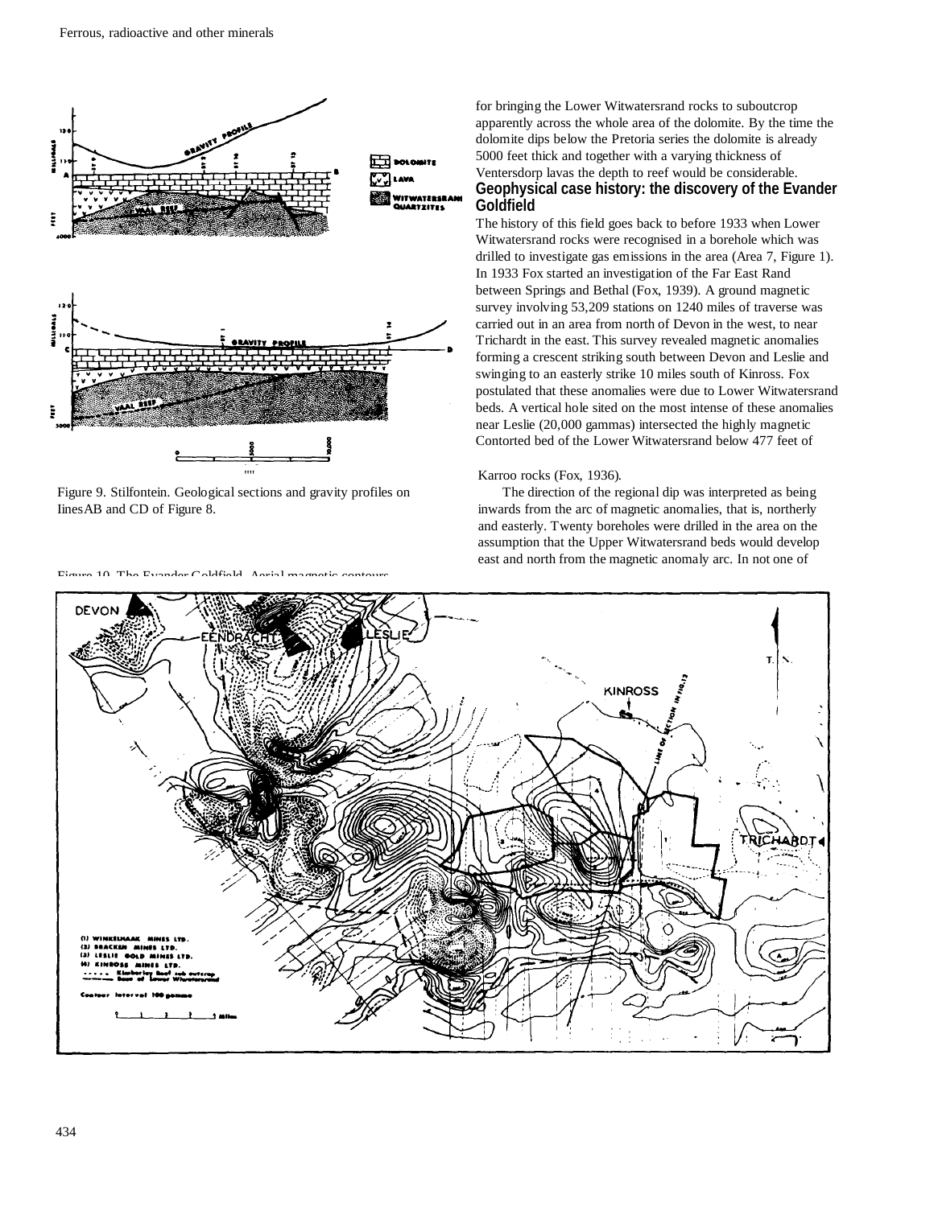Figure 9. Stilfontein. Geological sections and gravity profiles on linesAB and CD of Figure 8.

for bringing the Lower Witwatersrand rocks to suboutcrop apparently across the whole area of the dolomite. By the time the dolomite dips below the Pretoria series the dolomite is already 5000 feet thick and together with a varying thickness of Ventersdorp lavas the depth to reef would be considerable.

## Geophysical case history: the discovery of the Evander Goldfield

The history of this field goes back to before 1933 when Lower Witwatersrand rocks were recognised in a borehole which was drilled to investigate gas emissions in the area (Area 7, Figure 1). In 1933 Fox started an investigation of the Far East Rand between Springs and Bethal (Fox, 1939). A ground magnetic survey involving 53,209 stations on 1240 miles of traverse was carried out in an area from north of Devon in the west, to near Trichardt in the east. This survey revealed magnetic anomalies forming a crescent striking south between Devon and Leslie and swinging to an easterly strike 10 miles south of Kinross. Fox postulated that these anomalies were due to Lower Witwatersrand beds. A vertical hole sited on the most intense of these anomalies near Leslie (20,000 gammas) intersected the highly magnetic Contorted bed of the Lower Witwatersrand below 477 feet of Karroo rocks (Fox, 1936).

The direction of the regional dip was interpreted as being inwards from the arc of magnetic anomalies, that is, northerly and easterly. Twenty boreholes were drilled in the area on the assumption that the Upper Witwatersrand beds would develop east and north from the magnetic anomaly arc. In not one of

Figure 10. The Evander Goldfield. Aerial magnetic contours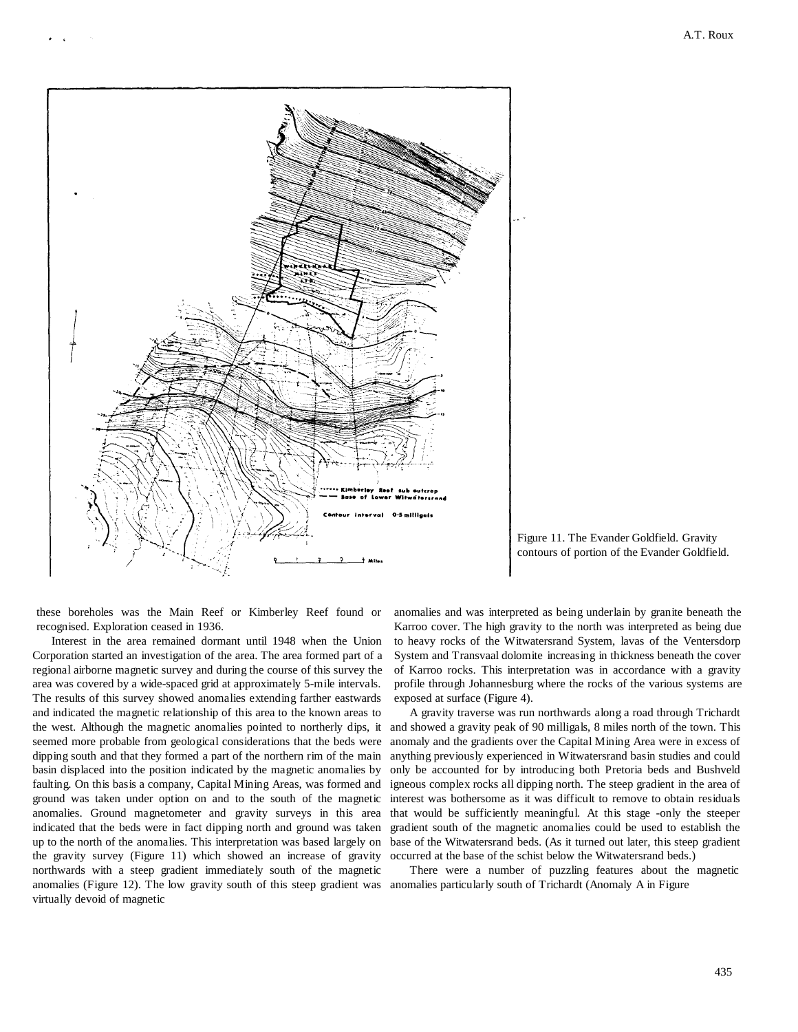Figure 11. The Evander Goldfield. Gravity contours of portion of the Evander Goldfield.

these boreholes was the Main Reef or Kimberley Reef found or recognised. Exploration ceased in 1936.

Interest in the area remained dormant until 1948 when the Union Corporation started an investigation of the area. The area formed part of a regional airborne magnetic survey and during the course of this survey the area was covered by a wide-spaced grid at approximately 5-mile intervals. The results of this survey showed anomalies extending farther eastwards and indicated the magnetic relationship of this area to the known areas to the west. Although the magnetic anomalies pointed to northerly dips, it seemed more probable from geological considerations that the beds were dipping south and that they formed a part of the northern rim of the main basin displaced into the position indicated by the magnetic anomalies by faulting. On this basis a company, Capital Mining Areas, was formed and ground was taken under option on and to the south of the magnetic anomalies. Ground magnetometer and gravity surveys in this area indicated that the beds were in fact dipping north and ground was taken up to the north of the anomalies. This interpretation was based largely on the gravity survey (Figure 11) which showed an increase of gravity northwards with a steep gradient immediately south of the magnetic anomalies (Figure 12). The low gravity south of this steep gradient was virtually devoid of magnetic anomalies and was interpreted as being underlain by granite beneath the Karroo cover. The high gravity to the north was interpreted as being due to heavy rocks of the Witwatersrand System, lavas of the Ventersdorp System and Transvaal dolomite increasing in thickness beneath the cover of Karroo rocks. This interpretation was in accordance with a gravity profile through Johannesburg where the rocks of the various systems are exposed at surface (Figure 4).

A gravity traverse was run northwards along a road through Trichardt and showed a gravity peak of 90 milligals, 8 miles north of the town. This anomaly and the gradients over the Capital Mining Area were in excess of anything previously experienced in Witwatersrand basin studies and could only be accounted for by introducing both Pretoria beds and Bushveld igneous complex rocks all dipping north. The steep gradient in the area of interest was bothersome as it was difficult to remove to obtain residuals that would be sufficiently meaningful. At this stage -only the steeper gradient south of the magnetic anomalies could be used to establish the base of the Witwatersrand beds. (As it turned out later, this steep gradient occurred at the base of the schist below the Witwatersrand beds.)

There were a number of puzzling features about the magnetic anomalies particularly south of Trichardt (Anomaly A in Figure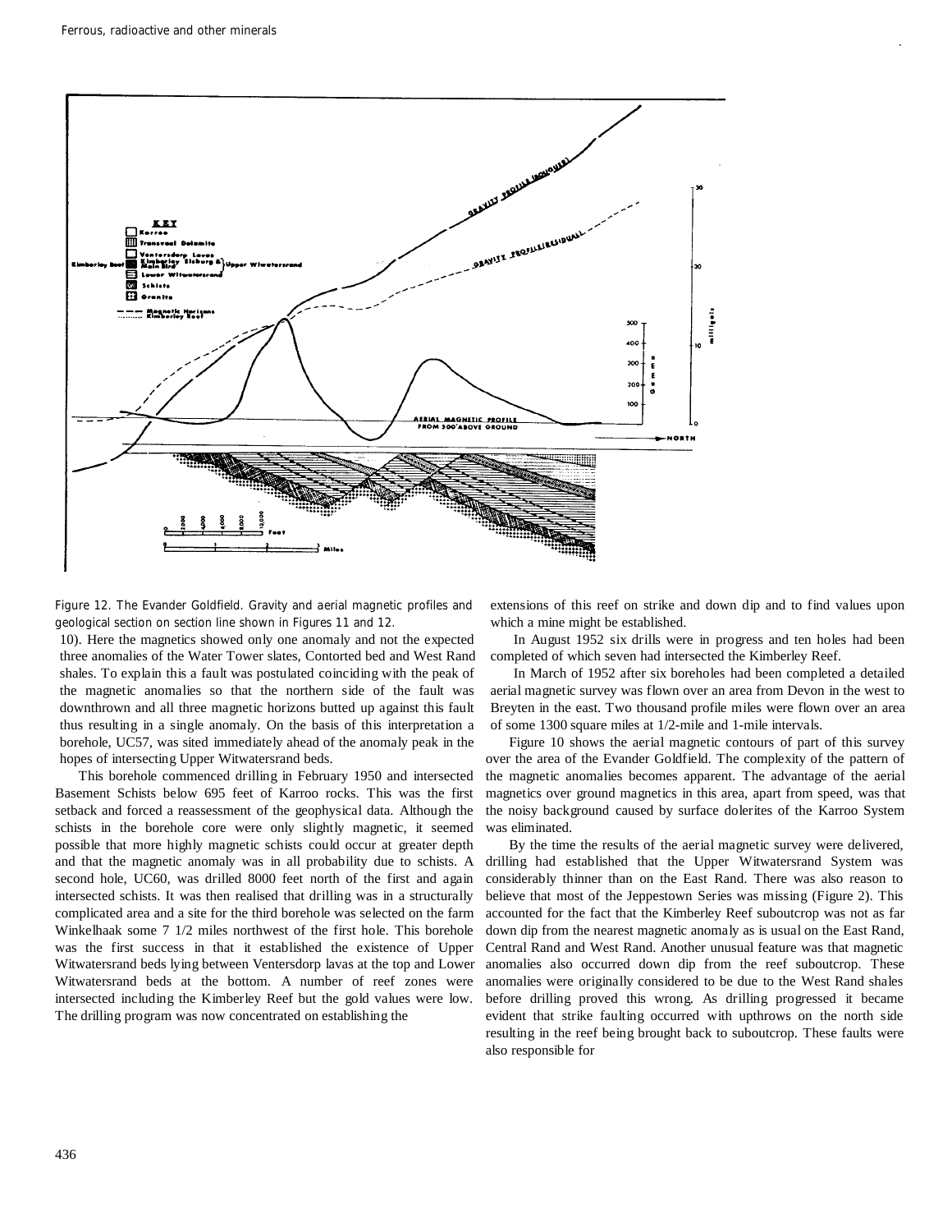Figure 12. The Evander Goldfield. Gravity and aerial magnetic profiles and geological section on section line shown in Figures 11 and 12.

10). Here the magnetics showed only one anomaly and not the expected three anomalies of the Water Tower slates, Contorted bed and West Rand shales. To explain this a fault was postulated coinciding with the peak of the magnetic anomalies so that the northern side of the fault was downthrown and all three magnetic horizons butted up against this fault thus resulting in a single anomaly. On the basis of this interpretation a borehole, UC57, was sited immediately ahead of the anomaly peak in the hopes of intersecting Upper Witwatersrand beds.

This borehole commenced drilling in February 1950 and intersected Basement Schists below 695 feet of Karroo rocks. This was the first setback and forced a reassessment of the geophysical data. Although the schists in the borehole core were only slightly magnetic, it seemed possible that more highly magnetic schists could occur at greater depth and that the magnetic anomaly was in all probability due to schists. A second hole, UC60, was drilled 8000 feet north of the first and again intersected schists. It was then realised that drilling was in a structurally complicated area and a site for the third borehole was selected on the farm Winkelhaak some 7 1/2 miles northwest of the first hole. This borehole was the first success in that it established the existence of Upper Witwatersrand beds lying between Ventersdorp lavas at the top and Lower Witwatersrand beds at the bottom. A number of reef zones were intersected including the Kimberley Reef but the gold values were low. The drilling program was now concentrated on establishing the extensions of this reef on strike and down dip and to find values upon which a mine might be established.

In August 1952 six drills were in progress and ten holes had been completed of which seven had intersected the Kimberley Reef.

In March of 1952 after six boreholes had been completed a detailed aerial magnetic survey was flown over an area from Devon in the west to Breyten in the east. Two thousand profile miles were flown over an area of some 1300 square miles at 1/2-mile and 1-mile intervals.

Figure 10 shows the aerial magnetic contours of part of this survey over the area of the Evander Goldfield. The complexity of the pattern of the magnetic anomalies becomes apparent. The advantage of the aerial magnetics over ground magnetics in this area, apart from speed, was that the noisy background caused by surface dolerites of the Karroo System was eliminated.

By the time the results of the aerial magnetic survey were delivered, drilling had established that the Upper Witwatersrand System was considerably thinner than on the East Rand. There was also reason to believe that most of the Jeppestown Series was missing (Figure 2). This accounted for the fact that the Kimberley Reef suboutcrop was not as far down dip from the nearest magnetic anomaly as is usual on the East Rand, Central Rand and West Rand. Another unusual feature was that magnetic anomalies also occurred down dip from the reef suboutcrop. These anomalies were originally considered to be due to the West Rand shales before drilling proved this wrong. As drilling progressed it became evident that strike faulting occurred with upthrows on the north side resulting in the reef being brought back to suboutcrop. These faults were also responsible for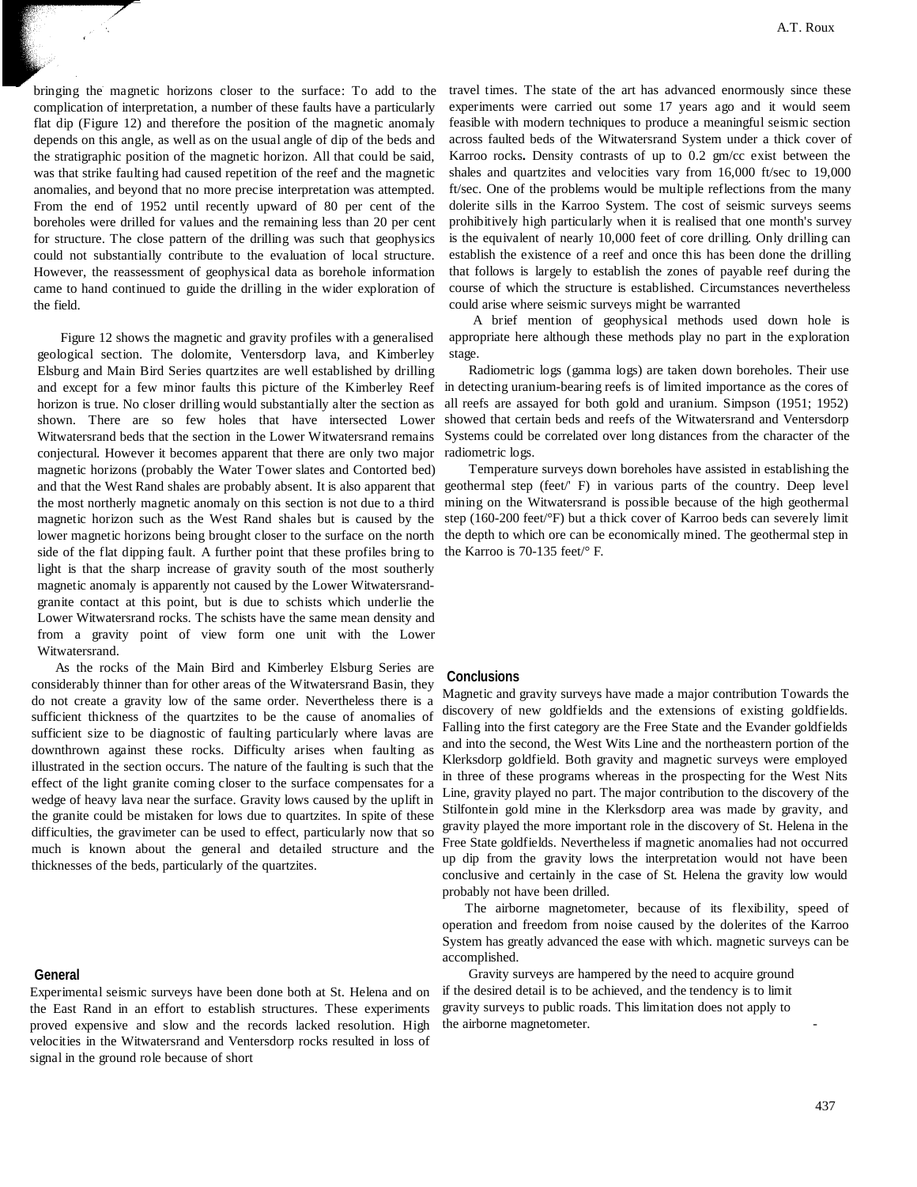bringing the magnetic horizons closer to the surface: To add to the complication of interpretation, a number of these faults have a particularly flat dip (Figure 12) and therefore the position of the magnetic anomaly depends on this angle, as well as on the usual angle of dip of the beds and the stratigraphic position of the magnetic horizon. All that could be said, was that strike faulting had caused repetition of the reef and the magnetic anomalies, and beyond that no more precise interpretation was attempted. From the end of 1952 until recently upward of 80 per cent of the boreholes were drilled for values and the remaining less than 20 per cent for structure. The close pattern of the drilling was such that geophysics could not substantially contribute to the evaluation of local structure. However, the reassessment of geophysical data as borehole information came to hand continued to guide the drilling in the wider exploration of the field.

Figure 12 shows the magnetic and gravity profiles with a generalised geological section. The dolomite, Ventersdorp lava, and Kimberley Elsburg and Main Bird Series quartzites are well established by drilling and except for a few minor faults this picture of the Kimberley Reef horizon is true. No closer drilling would substantially alter the section as shown. There are so few holes that have intersected Lower Witwatersrand beds that the section in the Lower Witwatersrand remains conjectural. However it becomes apparent that there are only two major magnetic horizons (probably the Water Tower slates and Contorted bed) and that the West Rand shales are probably absent. It is also apparent that the most northerly magnetic anomaly on this section is not due to a third magnetic horizon such as the West Rand shales but is caused by the lower magnetic horizons being brought closer to the surface on the north side of the flat dipping fault. A further point that these profiles bring to light is that the sharp increase of gravity south of the most southerly magnetic anomaly is apparently not caused by the Lower Witwatersrand-granite contact at this point, but is due to schists which underlie the Lower Witwatersrand rocks. The schists have the same mean density and from a gravity point of view form one unit with the Lower Witwatersrand.

As the rocks of the Main Bird and Kimberley Elsburg Series are considerably thinner than for other areas of the Witwatersrand Basin, they do not create a gravity low of the same order. Nevertheless there is a sufficient thickness of the quartzites to be the cause of anomalies of sufficient size to be diagnostic of faulting particularly where lavas are downthrown against these rocks. Difficulty arises when faulting as illustrated in the section occurs. The nature of the faulting is such that the effect of the light granite coming closer to the surface compensates for a wedge of heavy lava near the surface. Gravity lows caused by the uplift in the granite could be mistaken for lows due to quartzites. In spite of these difficulties, the gravimeter can be used to effect, particularly now that so much is known about the general and detailed structure and the thicknesses of the beds, particularly of the quartzites.

## General

Experimental seismic surveys have been done both at St. Helena and on the East Rand in an effort to establish structures. These experiments proved expensive and slow and the records lacked resolution. High velocities in the Witwatersrand and Ventersdorp rocks resulted in loss of signal in the ground role because of short travel times. The state of the art has advanced enormously since these experiments were carried out some 17 years ago and it would seem feasible with modern techniques to produce a meaningful seismic section across faulted beds of the Witwatersrand System under a thick cover of Karroo rocks**.** Density contrasts of up to 0.2 gm/cc exist between the shales and quartzites and velocities vary from 16,000 ft/sec to 19,000 ft/sec. One of the problems would be multiple reflections from the many dolerite sills in the Karroo System. The cost of seismic surveys seems prohibitively high particularly when it is realised that one month's survey is the equivalent of nearly 10,000 feet of core drilling. Only drilling can establish the existence of a reef and once this has been done the drilling that follows is largely to establish the zones of payable reef during the course of which the structure is established. Circumstances nevertheless could arise where seismic surveys might be warranted

A brief mention of geophysical methods used down hole is appropriate here although these methods play no part in the exploration stage.

Radiometric logs (gamma logs) are taken down boreholes. Their use in detecting uranium-bearing reefs is of limited importance as the cores of all reefs are assayed for both gold and uranium. Simpson (1951; 1952) showed that certain beds and reefs of the Witwatersrand and Ventersdorp Systems could be correlated over long distances from the character of the radiometric logs.

Temperature surveys down boreholes have assisted in establishing the geothermal step (feet/° F) in various parts of the country. Deep level mining on the Witwatersrand is possible because of the high geothermal step (160-200 feet/°F) but a thick cover of Karroo beds can severely limit the depth to which ore can be economically mined. The geothermal step in the Karroo is 70-135 feet/° F.

## Conclusions

Magnetic and gravity surveys have made a major contribution Towards the discovery of new goldfields and the extensions of existing goldfields. Falling into the first category are the Free State and the Evander goldfields and into the second, the West Wits Line and the northeastern portion of the Klerksdorp goldfield. Both gravity and magnetic surveys were employed in three of these programs whereas in the prospecting for the West Nits Line, gravity played no part. The major contribution to the discovery of the Stilfontein gold mine in the Klerksdorp area was made by gravity, and gravity played the more important role in the discovery of St. Helena in the Free State goldfields. Nevertheless if magnetic anomalies had not occurred up dip from the gravity lows the interpretation would not have been conclusive and certainly in the case of St. Helena the gravity low would probably not have been drilled.

The airborne magnetometer, because of its flexibility, speed of operation and freedom from noise caused by the dolerites of the Karroo System has greatly advanced the ease with which. magnetic surveys can be accomplished.

Gravity surveys are hampered by the need to acquire ground if the desired detail is to be achieved, and the tendency is to limit gravity surveys to public roads. This limitation does not apply to the airborne magnetometer.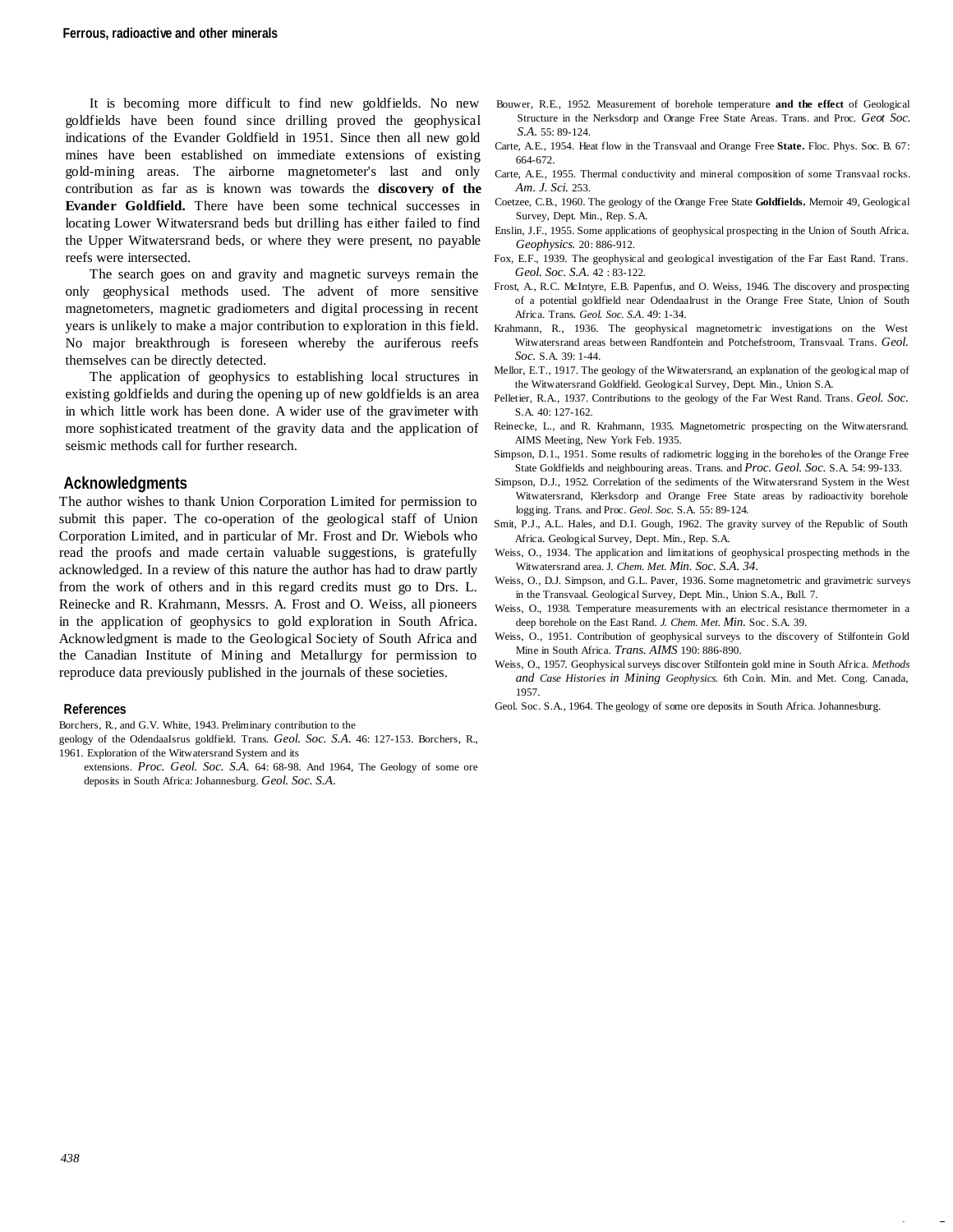It is becoming more difficult to find new goldfields. No new goldfields have been found since drilling proved the geophysical indications of the Evander Goldfield in 1951. Since then all new gold mines have been established on immediate extensions of existing gold-mining areas. The airborne magnetometer's last and only contribution as far as is known was towards the **discovery of the Evander Goldfield.** There have been some technical successes in locating Lower Witwatersrand beds but drilling has either failed to find the Upper Witwatersrand beds, or where they were present, no payable reefs were intersected.

The search goes on and gravity and magnetic surveys remain the only geophysical methods used. The advent of more sensitive magnetometers, magnetic gradiometers and digital processing in recent years is unlikely to make a major contribution to exploration in this field. No major breakthrough is foreseen whereby the auriferous reefs themselves can be directly detected.

The application of geophysics to establishing local structures in existing goldfields and during the opening up of new goldfields is an area in which little work has been done. A wider use of the gravimeter with more sophisticated treatment of the gravity data and the application of seismic methods call for further research.

## Acknowledgments

The author wishes to thank Union Corporation Limited for permission to submit this paper. The co-operation of the geological staff of Union Corporation Limited, and in particular of Mr. Frost and Dr. Wiebols who read the proofs and made certain valuable suggestions, is gratefully acknowledged. In a review of this nature the author has had to draw partly from the work of others and in this regard credits must go to Drs. L. Reinecke and R. Krahmann, Messrs. A. Frost and O. Weiss, all pioneers in the application of geophysics to gold exploration in South Africa. Acknowledgment is made to the Geological Society of South Africa and the Canadian Institute of Mining and Metallurgy for permission to reproduce data previously published in the journals of these societies.

## References

Borchers, R., and G.V. White, 1943. Preliminary contribution to the geology of the OdendaaIsrus goldfield. Trans. *Geol. Soc. S.A.* 46: 127-153. Borchers, R., 1961. Exploration of the Witwatersrand System and its extensions. *Proc. Geol. Soc. S.A.* 64: 68-98. And 1964, The Geology of some ore deposits in South Africa: Johannesburg. *Geol. Soc. S.A.*

Bouwer, R.E., 1952. Measurement of borehole temperature **and the effect** of Geological Structure in the Nerksdorp and Orange Free State Areas. Trans. and Proc. *Geot Soc. S.A.* 55: 89-124.

Carte, A.E., 1954. Heat flow in the Transvaal and Orange Free **State.** Floc. Phys. Soc. B. 67: 664-672.

Carte, A.E., 1955. Thermal conductivity and mineral composition of some Transvaal rocks. *Am. J. Sci.* 253.

Coetzee, C.B., 1960. The geology of the Orange Free State **Goldfields.** Memoir 49, Geological Survey, Dept. Min., Rep. S.A.

Enslin, J.F., 1955. Some applications of geophysical prospecting in the Union of South Africa. *Geophysics.* 20: 886-912.

Fox, E.F., 1939. The geophysical and geological investigation of the Far East Rand. Trans. *Geol. Soc. S.A.* 42 : 83-122.

Frost, A., R.C. McIntyre, E.B. Papenfus, and O. Weiss, 1946. The discovery and prospecting of a potential goldfield near Odendaalrust in the Orange Free State, Union of South Africa. Trans. *Geol. Soc. S.A.* 49: 1-34.

Krahmann, R., 1936. The geophysical magnetometric investigations on the West Witwatersrand areas between Randfontein and Potchefstroom, Transvaal. Trans. *Geol. Soc.* S.A. 39: 1-44.

Mellor, E.T., 1917. The geology of the Witwatersrand, an explanation of the geological map of the Witwatersrand Goldfield. Geological Survey, Dept. Min., Union S.A.

Pelletier, R.A., 1937. Contributions to the geology of the Far West Rand. Trans. *Geol. Soc.* S.A. 40: 127-162.

Reinecke, L., and R. Krahmann, 1935. Magnetometric prospecting on the Witwatersrand. AIMS Meeting, New York Feb. 1935.

Simpson, D.1., 1951. Some results of radiometric logging in the boreholes of the Orange Free State Goldfields and neighbouring areas. Trans. and *Proc. Geol. Soc.* S.A. 54: 99-133.

Simpson, D.J., 1952. Correlation of the sediments of the Witwatersrand System in the West Witwatersrand, Klerksdorp and Orange Free State areas by radioactivity borehole logging. Trans. and Proc. *Geol. Soc.* S.A. 55: 89-124.

Smit, P.J., A.L. Hales, and D.I. Gough, 1962. The gravity survey of the Republic of South Africa. Geological Survey, Dept. Min., Rep. S.A.

Weiss, O., 1934. The application and limitations of geophysical prospecting methods in the Witwatersrand area. J. *Chem. Met. Min. Soc. S.A. 34.*

Weiss, O., D.J. Simpson, and G.L. Paver, 1936. Some magnetometric and gravimetric surveys in the Transvaal. Geological Survey, Dept. Min., Union S.A., Bull. 7.

Weiss, O., 1938. Temperature measurements with an electrical resistance thermometer in a deep borehole on the East Rand. *J. Chem. Met. Min.* Soc. S.A. 39.

Weiss, O., 1951. Contribution of geophysical surveys to the discovery of Stilfontein Gold Mine in South Africa. *Trans. AIMS* 190: 886-890.

Weiss, O., 1957. Geophysical surveys discover Stilfontein gold mine in South Africa. *Methods and Case Histories in Mining Geophysics.* 6th Coin. Min. and Met. Cong. Canada, 1957.

Geol. Soc. S.A., 1964. The geology of some ore deposits in South Africa. Johannesburg.